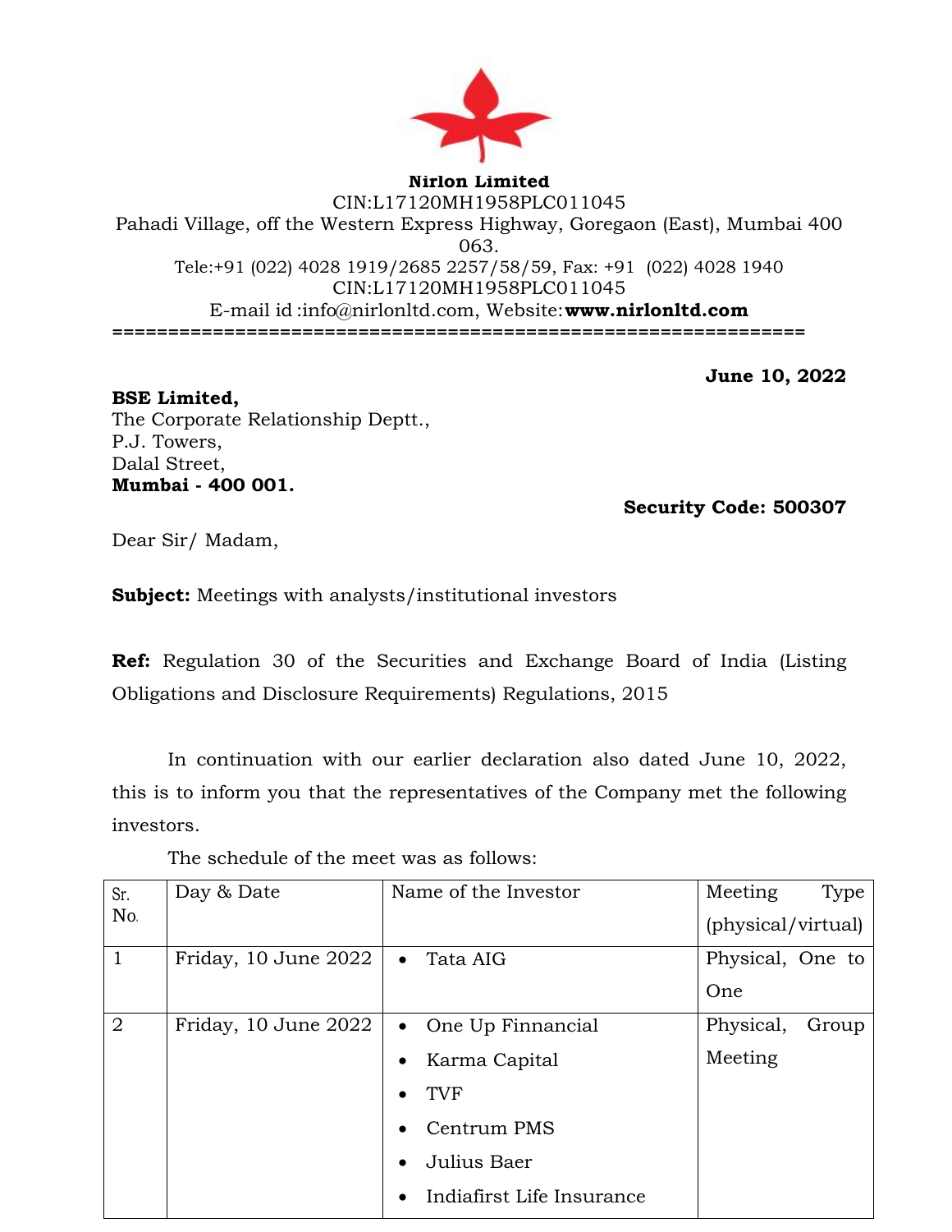**Nirlon Limited**
CIN:L17120MH1958PLC011045
Pahadi Village, off the Western Express Highway, Goregaon (East), Mumbai 400 063.
Tele:+91 (022) 4028 1919/2685 2257/58/59, Fax: +91 (022) 4028 1940
CIN:L17120MH1958PLC011045
E-mail id :info@nirlonltd.com, Website:**www.nirlonltd.com**

================================================================

**June 10, 2022**

**BSE Limited,**
The Corporate Relationship Deptt.,
P.J. Towers,
Dalal Street,
**Mumbai - 400 001.**

**Security Code: 500307**

Dear Sir/ Madam,

**Subject:** Meetings with analysts/institutional investors

**Ref:** Regulation 30 of the Securities and Exchange Board of India (Listing Obligations and Disclosure Requirements) Regulations, 2015

In continuation with our earlier declaration also dated June 10, 2022, this is to inform you that the representatives of the Company met the following investors.

The schedule of the meet was as follows:

| Sr. No. | Day & Date | Name of the Investor | Meeting Type (physical/virtual) |
|---|---|---|---|
| 1 | Friday, 10 June 2022 | • Tata AIG | Physical, One to One |
| 2 | Friday, 10 June 2022 | • One Up Finnancial<br>• Karma Capital<br>• TVF<br>• Centrum PMS<br>• Julius Baer<br>• Indiafirst Life Insurance | Physical, Group Meeting |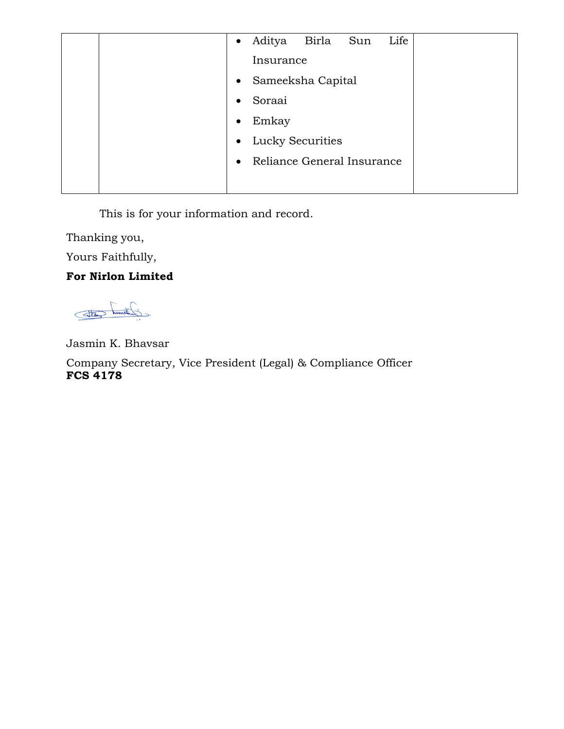| | | | |
|---|---|---|---|
| | | • Aditya Birla Sun Life Insurance<br>• Sameeksha Capital<br>• Soraai<br>• Emkay<br>• Lucky Securities<br>• Reliance General Insurance | |

This is for your information and record.

Thanking you,

Yours Faithfully,

**For Nirlon Limited**

Jasmin K. Bhavsar

Company Secretary, Vice President (Legal) & Compliance Officer
**FCS 4178**